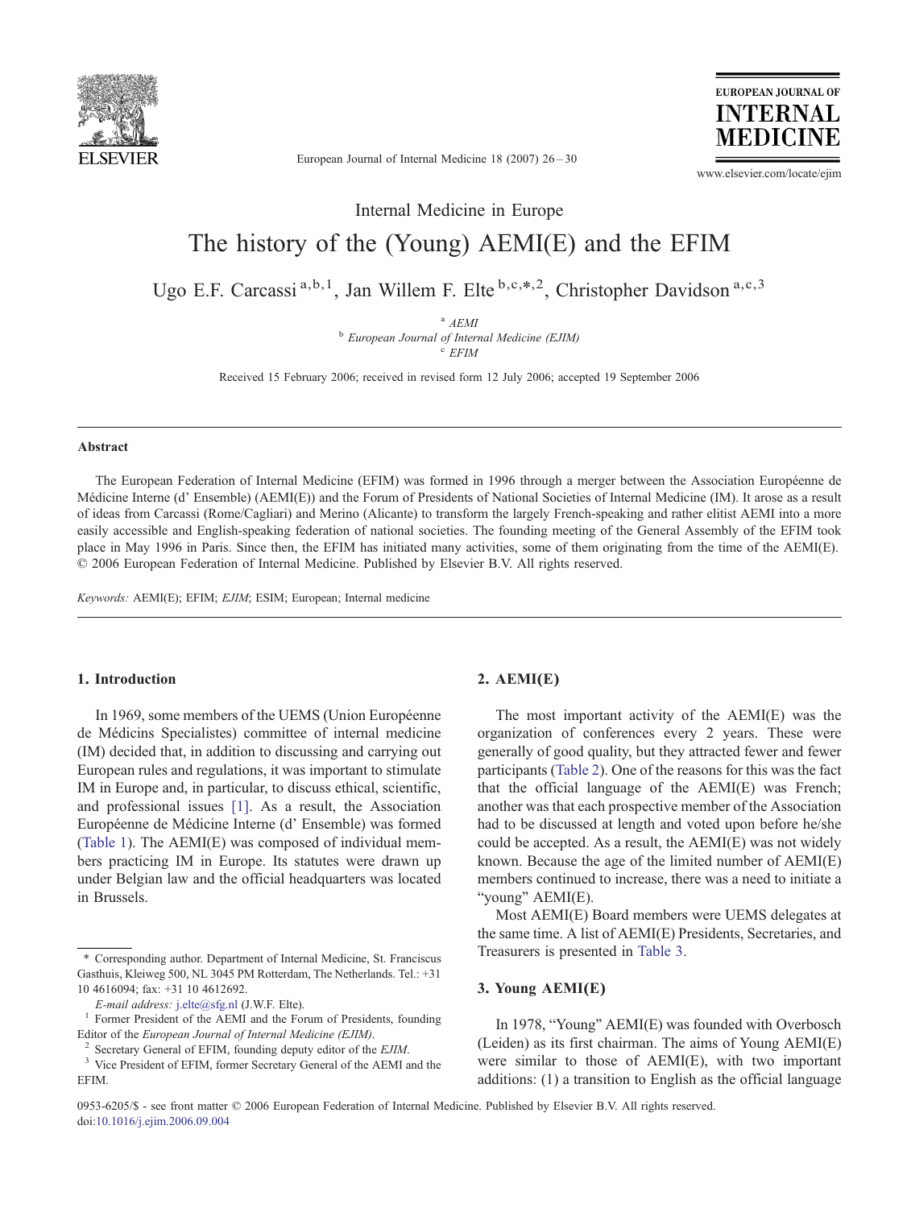Internal Medicine in Europe

# The history of the (Young) AEMI(E) and the EFIM

Ugo E.F. Carcassi [a,b,1], Jan Willem F. Elte [b,c,*,2], Christopher Davidson [a,c,3]

[a] *AEMI*
[b] *European Journal of Internal Medicine (EJIM)*
[c] *EFIM*

Received 15 February 2006; received in revised form 12 July 2006; accepted 19 September 2006

## Abstract

The European Federation of Internal Medicine (EFIM) was formed in 1996 through a merger between the Association Européenne de Médicine Interne (d' Ensemble) (AEMI(E)) and the Forum of Presidents of National Societies of Internal Medicine (IM). It arose as a result of ideas from Carcassi (Rome/Cagliari) and Merino (Alicante) to transform the largely French-speaking and rather elitist AEMI into a more easily accessible and English-speaking federation of national societies. The founding meeting of the General Assembly of the EFIM took place in May 1996 in Paris. Since then, the EFIM has initiated many activities, some of them originating from the time of the AEMI(E).
© 2006 European Federation of Internal Medicine. Published by Elsevier B.V. All rights reserved.

*Keywords:* AEMI(E); EFIM; *EJIM*; ESIM; European; Internal medicine

## 1. Introduction

In 1969, some members of the UEMS (Union Européenne de Médicins Specialistes) committee of internal medicine (IM) decided that, in addition to discussing and carrying out European rules and regulations, it was important to stimulate IM in Europe and, in particular, to discuss ethical, scientific, and professional issues [1]. As a result, the Association Européenne de Médicine Interne (d' Ensemble) was formed (Table 1). The AEMI(E) was composed of individual members practicing IM in Europe. Its statutes were drawn up under Belgian law and the official headquarters was located in Brussels.

## 2. AEMI(E)

The most important activity of the AEMI(E) was the organization of conferences every 2 years. These were generally of good quality, but they attracted fewer and fewer participants (Table 2). One of the reasons for this was the fact that the official language of the AEMI(E) was French; another was that each prospective member of the Association had to be discussed at length and voted upon before he/she could be accepted. As a result, the AEMI(E) was not widely known. Because the age of the limited number of AEMI(E) members continued to increase, there was a need to initiate a "young" AEMI(E).

Most AEMI(E) Board members were UEMS delegates at the same time. A list of AEMI(E) Presidents, Secretaries, and Treasurers is presented in Table 3.

## 3. Young AEMI(E)

In 1978, "Young" AEMI(E) was founded with Overbosch (Leiden) as its first chairman. The aims of Young AEMI(E) were similar to those of AEMI(E), with two important additions: (1) a transition to English as the official language

---

\* Corresponding author. Department of Internal Medicine, St. Franciscus Gasthuis, Kleiweg 500, NL 3045 PM Rotterdam, The Netherlands. Tel.: +31 10 4616094; fax: +31 10 4612692.
*E-mail address:* j.elte@sfg.nl (J.W.F. Elte).

[1] Former President of the AEMI and the Forum of Presidents, founding Editor of the *European Journal of Internal Medicine (EJIM)*.

[2] Secretary General of EFIM, founding deputy editor of the *EJIM*.

[3] Vice President of EFIM, former Secretary General of the AEMI and the EFIM.

0953-6205/$ - see front matter © 2006 European Federation of Internal Medicine. Published by Elsevier B.V. All rights reserved.
doi:10.1016/j.ejim.2006.09.004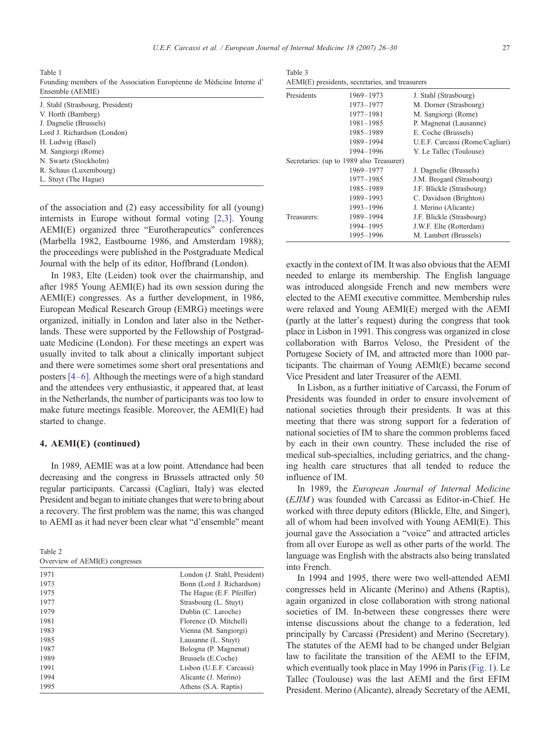Table 1
Founding members of the Association Européenne de Médicine Interne d' Ensemble (AEMIE)

| |
|---|
| J. Stahl (Strasbourg, President) |
| V. Horth (Bamberg) |
| J. Dagnelie (Brussels) |
| Lord J. Richardson (London) |
| H. Ludwig (Basel) |
| M. Sangiorgi (Rome) |
| N. Swartz (Stockholm) |
| R. Schaus (Luxembourg) |
| L. Stuyt (The Hague) |

of the association and (2) easy accessibility for all (young) internists in Europe without formal voting [2,3]. Young AEMI(E) organized three "Eurotherapeutics" conferences (Marbella 1982, Eastbourne 1986, and Amsterdam 1988); the proceedings were published in the Postgraduate Medical Journal with the help of its editor, Hoffbrand (London).

In 1983, Elte (Leiden) took over the chairmanship, and after 1985 Young AEMI(E) had its own session during the AEMI(E) congresses. As a further development, in 1986, European Medical Research Group (EMRG) meetings were organized, initially in London and later also in the Netherlands. These were supported by the Fellowship of Postgraduate Medicine (London). For these meetings an expert was usually invited to talk about a clinically important subject and there were sometimes some short oral presentations and posters [4–6]. Although the meetings were of a high standard and the attendees very enthusiastic, it appeared that, at least in the Netherlands, the number of participants was too low to make future meetings feasible. Moreover, the AEMI(E) had started to change.

## 4. AEMI(E) (continued)

In 1989, AEMIE was at a low point. Attendance had been decreasing and the congress in Brussels attracted only 50 regular participants. Carcassi (Cagliari, Italy) was elected President and began to initiate changes that were to bring about a recovery. The first problem was the name; this was changed to AEMI as it had never been clear what "d'ensemble" meant exactly in the context of IM. It was also obvious that the AEMI needed to enlarge its membership. The English language was introduced alongside French and new members were elected to the AEMI executive committee. Membership rules were relaxed and Young AEMI(E) merged with the AEMI (partly at the latter's request) during the congress that took place in Lisbon in 1991. This congress was organized in close collaboration with Barros Veloso, the President of the Portugese Society of IM, and attracted more than 1000 participants. The chairman of Young AEMI(E) became second Vice President and later Treasurer of the AEMI.

Table 2
Overview of AEMI(E) congresses

| | |
|---|---|
| 1971 | London (J. Stahl, President) |
| 1973 | Bonn (Lord J. Richardson) |
| 1975 | The Hague (E.F. Pfeiffer) |
| 1977 | Strasbourg (L. Stuyt) |
| 1979 | Dublin (C. Laroche) |
| 1981 | Florence (D. Mitchell) |
| 1983 | Vienna (M. Sangiorgi) |
| 1985 | Lausanne (L. Stuyt) |
| 1987 | Bologna (P. Magnenat) |
| 1989 | Brussels (E.Coche) |
| 1991 | Lisbon (U.E.F. Carcassi) |
| 1994 | Alicante (J. Merino) |
| 1995 | Athens (S.A. Raptis) |

Table 3
AEMI(E) presidents, secretaries, and treasurers

| | | |
|---|---|---|
| Presidents | 1969–1973 | J. Stahl (Strasbourg) |
| | 1973–1977 | M. Dorner (Strasbourg) |
| | 1977–1981 | M. Sangiorgi (Rome) |
| | 1981–1985 | P. Magnenat (Lausanne) |
| | 1985–1989 | E. Coche (Brussels) |
| | 1989–1994 | U.E.F. Carcassi (Rome/Cagliari) |
| | 1994–1996 | Y. Le Tallec (Toulouse) |
| Secretaries: (up to 1989 also Treasurer) | | |
| | 1969–1977 | J. Dagnelie (Brussels) |
| | 1977–1985 | J.M. Brogard (Strasbourg) |
| | 1985–1989 | J.F. Blickle (Strasbourg) |
| | 1989–1993 | C. Davidson (Brighton) |
| | 1993–1996 | J. Merino (Alicante) |
| Treasurers: | 1989–1994 | J.F. Blickle (Strasbourg) |
| | 1994–1995 | J.W.F. Elte (Rotterdam) |
| | 1995–1996 | M. Lambert (Brussels) |

In Lisbon, as a further initiative of Carcassi, the Forum of Presidents was founded in order to ensure involvement of national societies through their presidents. It was at this meeting that there was strong support for a federation of national societies of IM to share the common problems faced by each in their own country. These included the rise of medical sub-specialties, including geriatrics, and the changing health care structures that all tended to reduce the influence of IM.

In 1989, the *European Journal of Internal Medicine* (*EJIM*) was founded with Carcassi as Editor-in-Chief. He worked with three deputy editors (Blickle, Elte, and Singer), all of whom had been involved with Young AEMI(E). This journal gave the Association a "voice" and attracted articles from all over Europe as well as other parts of the world. The language was English with the abstracts also being translated into French.

In 1994 and 1995, there were two well-attended AEMI congresses held in Alicante (Merino) and Athens (Raptis), again organized in close collaboration with strong national societies of IM. In-between these congresses there were intense discussions about the change to a federation, led principally by Carcassi (President) and Merino (Secretary). The statutes of the AEMI had to be changed under Belgian law to facilitate the transition of the AEMI to the EFIM, which eventually took place in May 1996 in Paris (Fig. 1). Le Tallec (Toulouse) was the last AEMI and the first EFIM President. Merino (Alicante), already Secretary of the AEMI,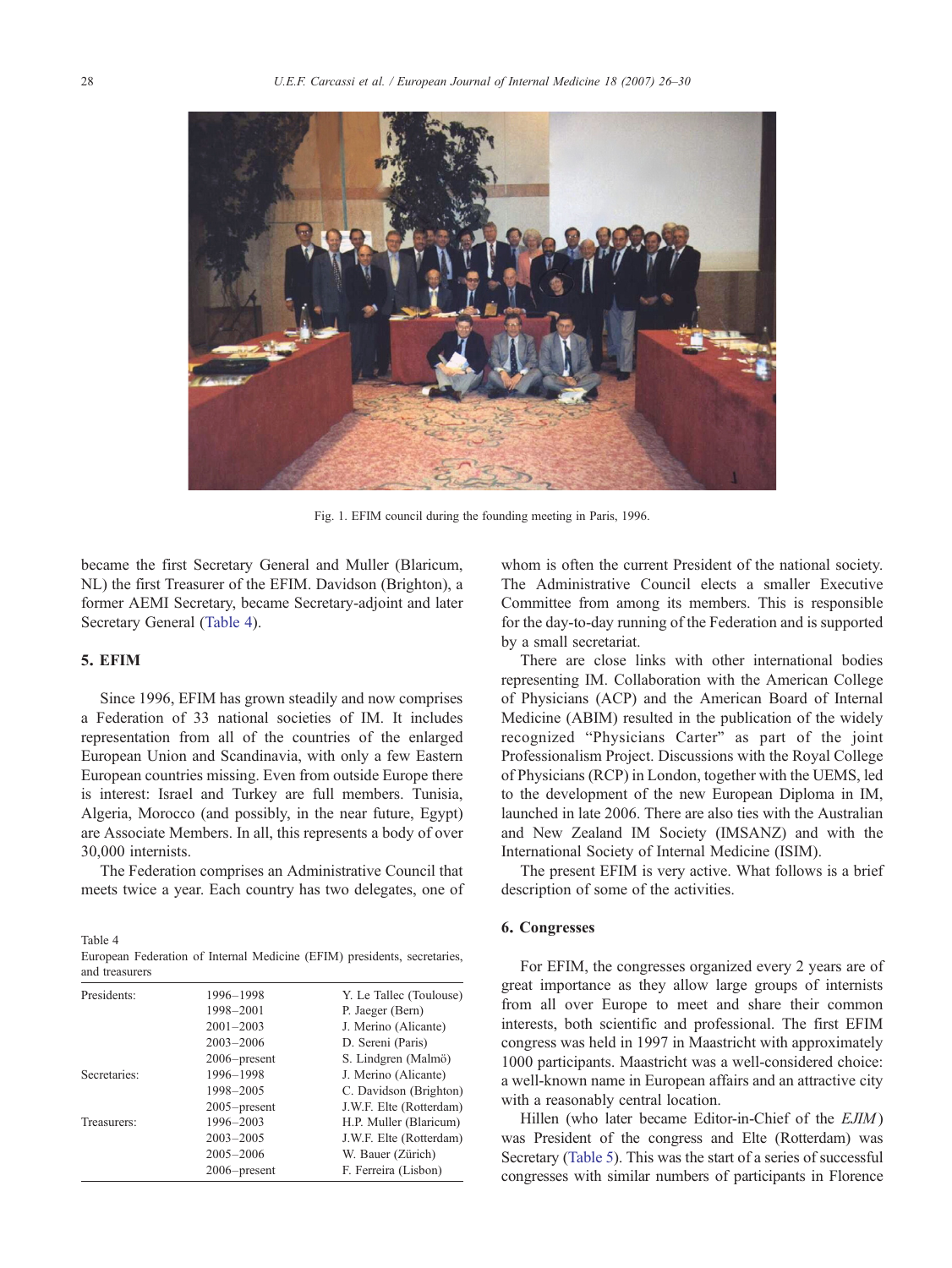Fig. 1. EFIM council during the founding meeting in Paris, 1996.

became the first Secretary General and Muller (Blaricum, NL) the first Treasurer of the EFIM. Davidson (Brighton), a former AEMI Secretary, became Secretary-adjoint and later Secretary General (Table 4).

## 5. EFIM

Since 1996, EFIM has grown steadily and now comprises a Federation of 33 national societies of IM. It includes representation from all of the countries of the enlarged European Union and Scandinavia, with only a few Eastern European countries missing. Even from outside Europe there is interest: Israel and Turkey are full members. Tunisia, Algeria, Morocco (and possibly, in the near future, Egypt) are Associate Members. In all, this represents a body of over 30,000 internists.

The Federation comprises an Administrative Council that meets twice a year. Each country has two delegates, one of whom is often the current President of the national society. The Administrative Council elects a smaller Executive Committee from among its members. This is responsible for the day-to-day running of the Federation and is supported by a small secretariat.

There are close links with other international bodies representing IM. Collaboration with the American College of Physicians (ACP) and the American Board of Internal Medicine (ABIM) resulted in the publication of the widely recognized "Physicians Carter" as part of the joint Professionalism Project. Discussions with the Royal College of Physicians (RCP) in London, together with the UEMS, led to the development of the new European Diploma in IM, launched in late 2006. There are also ties with the Australian and New Zealand IM Society (IMSANZ) and with the International Society of Internal Medicine (ISIM).

The present EFIM is very active. What follows is a brief description of some of the activities.

Table 4
European Federation of Internal Medicine (EFIM) presidents, secretaries, and treasurers

| | | |
|---|---|---|
| Presidents: | 1996–1998 | Y. Le Tallec (Toulouse) |
| | 1998–2001 | P. Jaeger (Bern) |
| | 2001–2003 | J. Merino (Alicante) |
| | 2003–2006 | D. Sereni (Paris) |
| | 2006–present | S. Lindgren (Malmö) |
| Secretaries: | 1996–1998 | J. Merino (Alicante) |
| | 1998–2005 | C. Davidson (Brighton) |
| | 2005–present | J.W.F. Elte (Rotterdam) |
| Treasurers: | 1996–2003 | H.P. Muller (Blaricum) |
| | 2003–2005 | J.W.F. Elte (Rotterdam) |
| | 2005–2006 | W. Bauer (Zürich) |
| | 2006–present | F. Ferreira (Lisbon) |

## 6. Congresses

For EFIM, the congresses organized every 2 years are of great importance as they allow large groups of internists from all over Europe to meet and share their common interests, both scientific and professional. The first EFIM congress was held in 1997 in Maastricht with approximately 1000 participants. Maastricht was a well-considered choice: a well-known name in European affairs and an attractive city with a reasonably central location.

Hillen (who later became Editor-in-Chief of the *EJIM*) was President of the congress and Elte (Rotterdam) was Secretary (Table 5). This was the start of a series of successful congresses with similar numbers of participants in Florence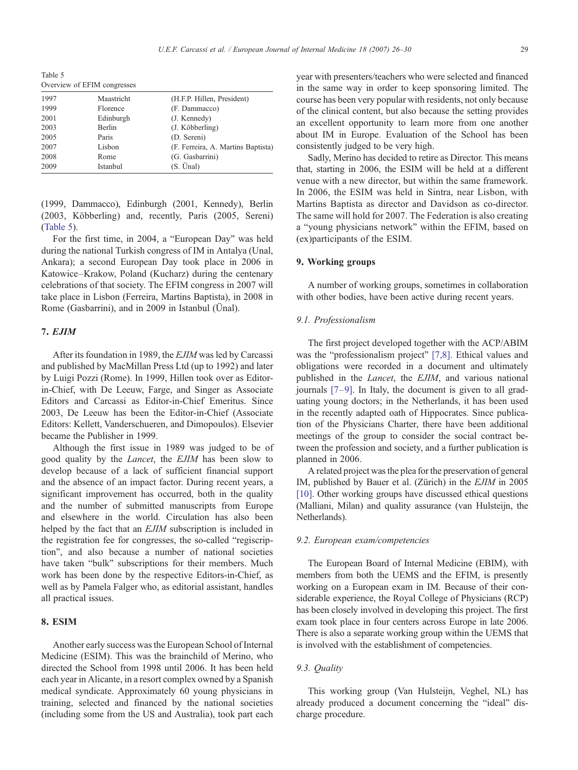Table 5
Overview of EFIM congresses

| | | |
|---|---|---|
| 1997 | Maastricht | (H.F.P. Hillen, President) |
| 1999 | Florence | (F. Dammacco) |
| 2001 | Edinburgh | (J. Kennedy) |
| 2003 | Berlin | (J. Köbberling) |
| 2005 | Paris | (D. Sereni) |
| 2007 | Lisbon | (F. Ferreira, A. Martins Baptista) |
| 2008 | Rome | (G. Gasbarrini) |
| 2009 | Istanbul | (S. Ünal) |

(1999, Dammacco), Edinburgh (2001, Kennedy), Berlin (2003, Köbberling) and, recently, Paris (2005, Sereni) (Table 5).

For the first time, in 2004, a "European Day" was held during the national Turkish congress of IM in Antalya (Unal, Ankara); a second European Day took place in 2006 in Katowice–Krakow, Poland (Kucharz) during the centenary celebrations of that society. The EFIM congress in 2007 will take place in Lisbon (Ferreira, Martins Baptista), in 2008 in Rome (Gasbarrini), and in 2009 in Istanbul (Ünal).

## 7. *EJIM*

After its foundation in 1989, the *EJIM* was led by Carcassi and published by MacMillan Press Ltd (up to 1992) and later by Luigi Pozzi (Rome). In 1999, Hillen took over as Editor-in-Chief, with De Leeuw, Farge, and Singer as Associate Editors and Carcassi as Editor-in-Chief Emeritus. Since 2003, De Leeuw has been the Editor-in-Chief (Associate Editors: Kellett, Vanderschueren, and Dimopoulos). Elsevier became the Publisher in 1999.

Although the first issue in 1989 was judged to be of good quality by the *Lancet*, the *EJIM* has been slow to develop because of a lack of sufficient financial support and the absence of an impact factor. During recent years, a significant improvement has occurred, both in the quality and the number of submitted manuscripts from Europe and elsewhere in the world. Circulation has also been helped by the fact that an *EJIM* subscription is included in the registration fee for congresses, the so-called "regiscription", and also because a number of national societies have taken "bulk" subscriptions for their members. Much work has been done by the respective Editors-in-Chief, as well as by Pamela Falger who, as editorial assistant, handles all practical issues.

## 8. ESIM

Another early success was the European School of Internal Medicine (ESIM). This was the brainchild of Merino, who directed the School from 1998 until 2006. It has been held each year in Alicante, in a resort complex owned by a Spanish medical syndicate. Approximately 60 young physicians in training, selected and financed by the national societies (including some from the US and Australia), took part each year with presenters/teachers who were selected and financed in the same way in order to keep sponsoring limited. The course has been very popular with residents, not only because of the clinical content, but also because the setting provides an excellent opportunity to learn more from one another about IM in Europe. Evaluation of the School has been consistently judged to be very high.

Sadly, Merino has decided to retire as Director. This means that, starting in 2006, the ESIM will be held at a different venue with a new director, but within the same framework. In 2006, the ESIM was held in Sintra, near Lisbon, with Martins Baptista as director and Davidson as co-director. The same will hold for 2007. The Federation is also creating a "young physicians network" within the EFIM, based on (ex)participants of the ESIM.

## 9. Working groups

A number of working groups, sometimes in collaboration with other bodies, have been active during recent years.

### 9.1. Professionalism

The first project developed together with the ACP/ABIM was the "professionalism project" [7,8]. Ethical values and obligations were recorded in a document and ultimately published in the *Lancet*, the *EJIM*, and various national journals [7–9]. In Italy, the document is given to all graduating young doctors; in the Netherlands, it has been used in the recently adapted oath of Hippocrates. Since publication of the Physicians Charter, there have been additional meetings of the group to consider the social contract between the profession and society, and a further publication is planned in 2006.

A related project was the plea for the preservation of general IM, published by Bauer et al. (Zürich) in the *EJIM* in 2005 [10]. Other working groups have discussed ethical questions (Malliani, Milan) and quality assurance (van Hulsteijn, the Netherlands).

### 9.2. European exam/competencies

The European Board of Internal Medicine (EBIM), with members from both the UEMS and the EFIM, is presently working on a European exam in IM. Because of their considerable experience, the Royal College of Physicians (RCP) has been closely involved in developing this project. The first exam took place in four centers across Europe in late 2006. There is also a separate working group within the UEMS that is involved with the establishment of competencies.

### 9.3. Quality

This working group (Van Hulsteijn, Veghel, NL) has already produced a document concerning the "ideal" discharge procedure.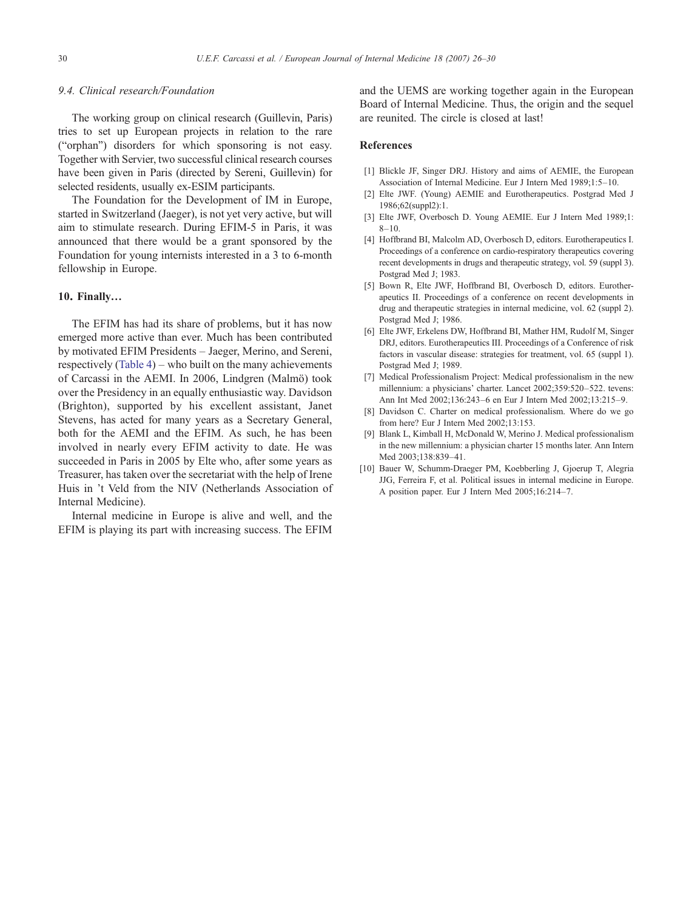### 9.4. Clinical research/Foundation

The working group on clinical research (Guillevin, Paris) tries to set up European projects in relation to the rare ("orphan") disorders for which sponsoring is not easy. Together with Servier, two successful clinical research courses have been given in Paris (directed by Sereni, Guillevin) for selected residents, usually ex-ESIM participants.

The Foundation for the Development of IM in Europe, started in Switzerland (Jaeger), is not yet very active, but will aim to stimulate research. During EFIM-5 in Paris, it was announced that there would be a grant sponsored by the Foundation for young internists interested in a 3 to 6-month fellowship in Europe.

## 10. Finally…

The EFIM has had its share of problems, but it has now emerged more active than ever. Much has been contributed by motivated EFIM Presidents – Jaeger, Merino, and Sereni, respectively (Table 4) – who built on the many achievements of Carcassi in the AEMI. In 2006, Lindgren (Malmö) took over the Presidency in an equally enthusiastic way. Davidson (Brighton), supported by his excellent assistant, Janet Stevens, has acted for many years as a Secretary General, both for the AEMI and the EFIM. As such, he has been involved in nearly every EFIM activity to date. He was succeeded in Paris in 2005 by Elte who, after some years as Treasurer, has taken over the secretariat with the help of Irene Huis in 't Veld from the NIV (Netherlands Association of Internal Medicine).

Internal medicine in Europe is alive and well, and the EFIM is playing its part with increasing success. The EFIM and the UEMS are working together again in the European Board of Internal Medicine. Thus, the origin and the sequel are reunited. The circle is closed at last!

## References

[1] Blickle JF, Singer DRJ. History and aims of AEMIE, the European Association of Internal Medicine. Eur J Intern Med 1989;1:5–10.

[2] Elte JWF. (Young) AEMIE and Eurotherapeutics. Postgrad Med J 1986;62(suppl2):1.

[3] Elte JWF, Overbosch D. Young AEMIE. Eur J Intern Med 1989;1: 8–10.

[4] Hoffbrand BI, Malcolm AD, Overbosch D, editors. Eurotherapeutics I. Proceedings of a conference on cardio-respiratory therapeutics covering recent developments in drugs and therapeutic strategy, vol. 59 (suppl 3). Postgrad Med J; 1983.

[5] Bown R, Elte JWF, Hoffbrand BI, Overbosch D, editors. Eurotherapeutics II. Proceedings of a conference on recent developments in drug and therapeutic strategies in internal medicine, vol. 62 (suppl 2). Postgrad Med J; 1986.

[6] Elte JWF, Erkelens DW, Hoffbrand BI, Mather HM, Rudolf M, Singer DRJ, editors. Eurotherapeutics III. Proceedings of a Conference of risk factors in vascular disease: strategies for treatment, vol. 65 (suppl 1). Postgrad Med J; 1989.

[7] Medical Professionalism Project: Medical professionalism in the new millennium: a physicians' charter. Lancet 2002;359:520–522. tevens: Ann Int Med 2002;136:243–6 en Eur J Intern Med 2002;13:215–9.

[8] Davidson C. Charter on medical professionalism. Where do we go from here? Eur J Intern Med 2002;13:153.

[9] Blank L, Kimball H, McDonald W, Merino J. Medical professionalism in the new millennium: a physician charter 15 months later. Ann Intern Med 2003;138:839–41.

[10] Bauer W, Schumm-Draeger PM, Koebberling J, Gjoerup T, Alegria JJG, Ferreira F, et al. Political issues in internal medicine in Europe. A position paper. Eur J Intern Med 2005;16:214–7.